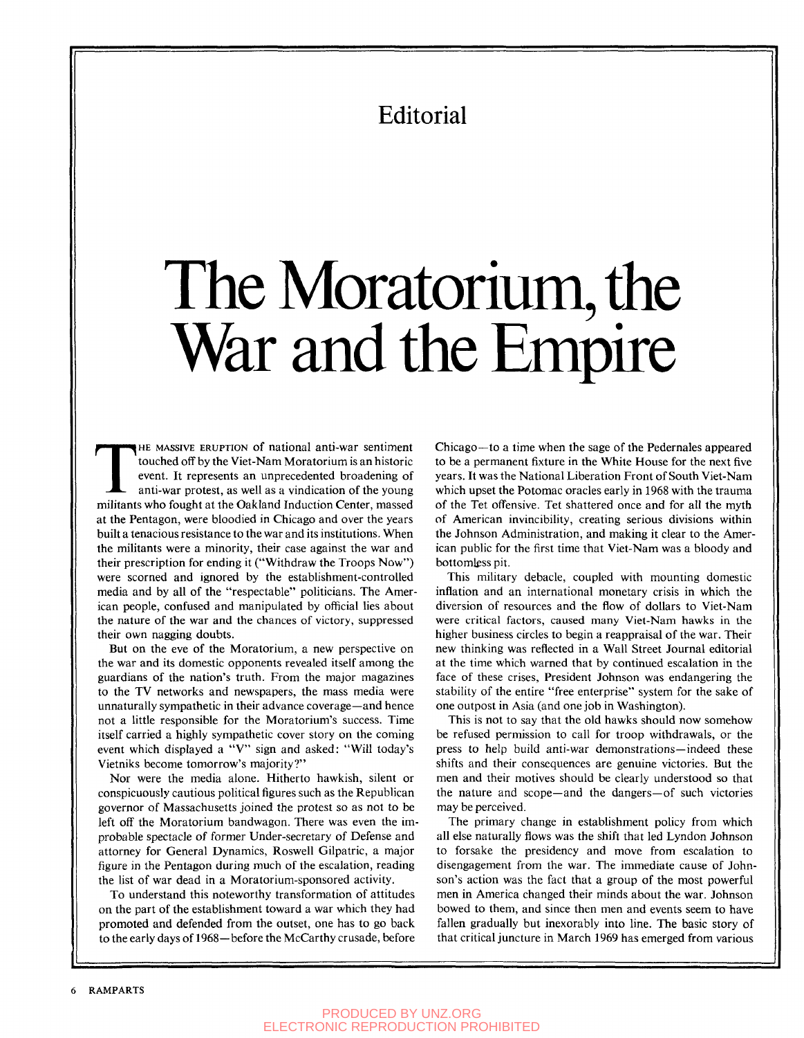Editorial

# The Moratorium, the War and the Empire

THE MASSIVE ERUPTION of national anti-war sentiment touched off by the Viet-Nam Moratorium is an historic event. It represents an unprecedented broadening of anti-war protest, as well as a vindication of the young militants who fought at the Oakland Induction Center, massed at the Pentagon, were bloodied in Chicago and over the years built a tenacious resistance to the war and its institutions. When the militants were a minority, their case against the war and their prescription for ending it ("Withdraw the Troops Now") were scorned and ignored by the establishment-controlled media and by all of the "respectable" politicians. The American people, confused and manipulated by official lies about the nature of the war and the chances of victory, suppressed their own nagging doubts.

But on the eve of the Moratorium, a new perspective on the war and its domestic opponents revealed itself among the guardians of the nation's truth. From the major magazines to the TV networks and newspapers, the mass media were unnaturally sympathetic in their advance coverage—and hence not a little responsible for the Moratorium's success. Time itself carried a highly sympathetic cover story on the coming event which displayed a "V" sign and asked: "Will today's Vietniks become tomorrow's majority?"

Nor were the media alone. Hitherto hawkish, silent or conspicuously cautious political figures such as the Republican governor of Massachusetts joined the protest so as not to be left off the Moratorium bandwagon. There was even the improbable spectacle of former Under-secretary of Defense and attorney for General Dynamics, Roswell Gilpatric, a major figure in the Pentagon during much of the escalation, reading the list of war dead in a Moratorium-sponsored activity.

To understand this noteworthy transformation of attitudes on the part of the establishment toward a war which they had promoted and defended from the outset, one has to go back to the early days of 1968—before the McCarthy crusade, before Chicago—to a time when the sage of the Pedernales appeared to be a permanent fixture in the White House for the next five years. It was the National Liberation Front of South Viet-Nam which upset the Potomac oracles early in 1968 with the trauma of the Tet offensive. Tet shattered once and for all the myth of American invincibility, creating serious divisions within the Johnson Administration, and making it clear to the American public for the first time that Viet-Nam was a bloody and bottomless pit.

This military debacle, coupled with mounting domestic inflation and an international monetary crisis in which the diversion of resources and the flow of dollars to Viet-Nam were critical factors, caused many Viet-Nam hawks in the higher business circles to begin a reappraisal of the war. Their new thinking was reflected in a Wall Street Journal editorial at the time which warned that by continued escalation in the face of these crises, President Johnson was endangering the stability of the entire "free enterprise" system for the sake of one outpost in Asia (and one job in Washington).

This is not to say that the old hawks should now somehow be refused permission to call for troop withdrawals, or the press to help build anti-war demonstrations—indeed these shifts and their consequences are genuine victories. But the men and their motives should be clearly understood so that the nature and scope—and the dangers—of such victories may be perceived.

The primary change in establishment policy from which all else naturally flows was the shift that led Lyndon Johnson to forsake the presidency and move from escalation to disengagement from the war. The immediate cause of Johnson's action was the fact that a group of the most powerful men in America changed their minds about the war. Johnson bowed to them, and since then men and events seem to have fallen gradually but inexorably into line. The basic story of that critical juncture in March 1969 has emerged from various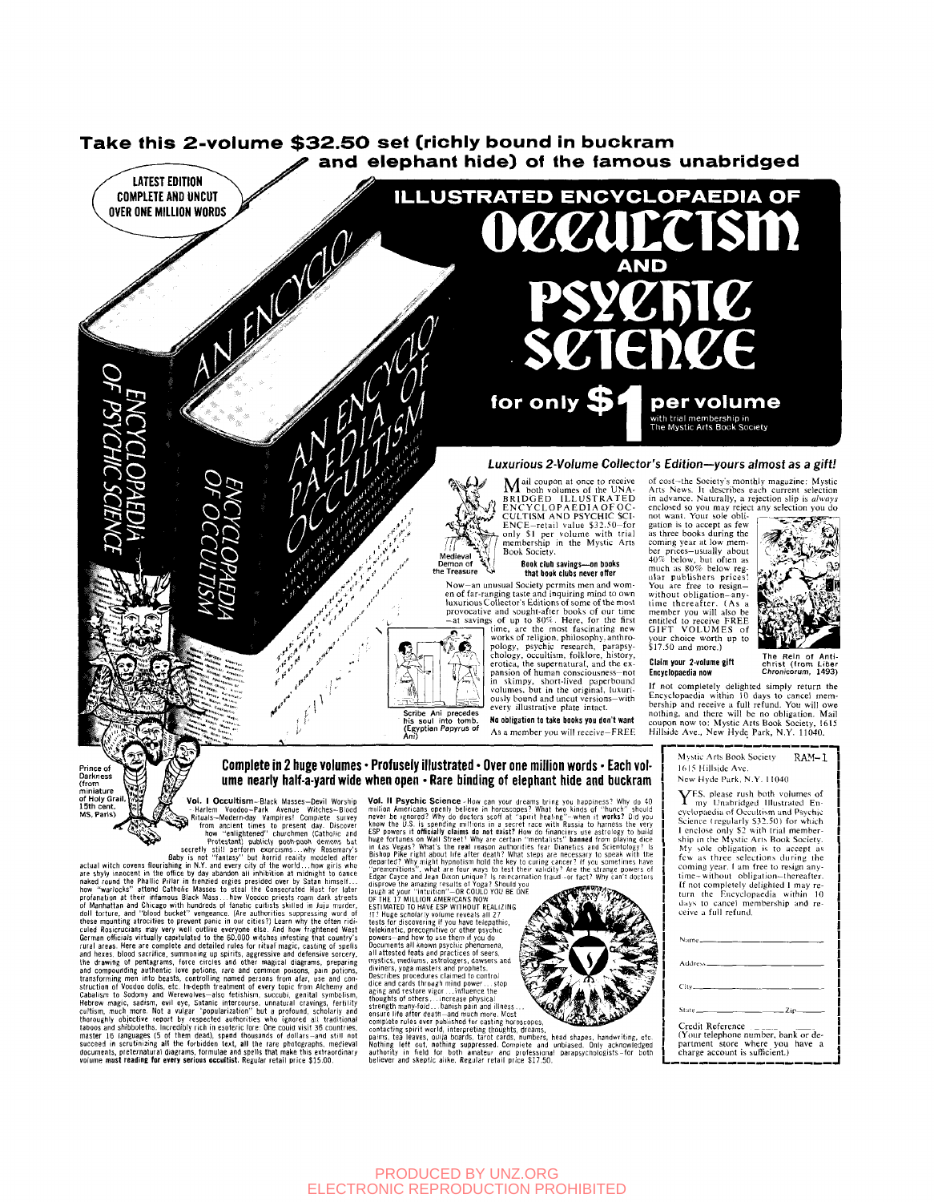## Take this 2-volume $32.50 set (richly bound in buckram and elephant hide) of the famous unabridged

LATEST EDITION
COMPLETE AND UNCUT
OVER ONE MILLION WORDS

# ILLUSTRATED ENCYCLOPAEDIA OF OCCULTISM AND PSYCHIC SCIENCE

**for only $1 per volume**

with trial membership in The Mystic Arts Book Society

### *Luxurious 2-Volume Collector's Edition—yours almost as a gift!*

Mail coupon at once to receive both volumes of the UNABRIDGED ILLUSTRATED ENCYCLOPAEDIA OF OCCULTISM AND PSYCHIC SCIENCE—retail value $32.50—for only $1 per volume with trial membership in the Mystic Arts Book Society.

Medieval Demon of the Treasure

**Book club savings—on books that book clubs never offer**

Now—an unusual Society permits men and women of far-ranging taste and inquiring mind to own luxurious Collector's Editions of some of the most provocative and sought-after books of our time—at savings of up to 80%. Here, for the first time, are the most fascinating new works of religion, philosophy, anthropology, psychic research, parapsychology, occultism, folklore, history, erotica, the supernatural, and the expansion of human consciousness—not in skimpy, short-lived paperbound volumes, but in the original, luxuriously bound and uncut versions—with every illustrative plate intact.

Scribe Ani precedes his soul into tomb. (Egyptian Papyrus of Ani)

**No obligation to take books you don't want**

As a member you will receive—FREE of cost—the Society's monthly magazine: Mystic Arts News. It describes each current selection in advance. Naturally, a rejection slip is *always* enclosed so you may reject any selection you do not want. Your sole obligation is to accept as few as three books during the coming year at low member prices—usually about 40% below, but often as much as 80% below regular publishers prices! You are free to resign—without obligation—anytime thereafter. (As a member you will also be entitled to receive FREE GIFT VOLUMES of your choice worth up to $17.50 and more.)

**Claim your 2-volume gift Encyclopaedia now**

The Reign of Antichrist (from *Liber Chronicorum*, 1493)

If not completely delighted simply return the Encyclopaedia within 10 days to cancel membership and receive a full refund. You will owe nothing, and there will be no obligation. Mail coupon now to: Mystic Arts Book Society, 1615 Hillside Ave., New Hyde Park, N.Y. 11040.

Prince of Darkness (from miniature of Holy Grail, 15th cent. MS, Paris)

### Complete in 2 huge volumes • Profusely illustrated • Over one million words • Each volume nearly half-a-yard wide when open • Rare binding of elephant hide and buckram

**Vol. I Occultism**—Black Masses—Devil Worship—Harlem Voodoo—Park Avenue Witches—Blood Rituals—Modern-day Vampires! Complete survey from ancient times to present day. Discover how "enlightened" churchmen (Catholic and Protestant) publicly pooh-pooh demons but secretly still perform exorcisms . . . why Rosemary's Baby is not "fantasy" but horrid reality modeled after actual witch covens flourishing in N.Y. and every city of the world . . . how girls who are shyly innocent in the office by day abandon all inhibition at midnight to dance naked round the Phallic Pillar in frenzied orgies presided over by Satan himself . . . how "warlocks" attend Catholic Masses to steal the Consecrated Host for later profanation at their infamous Black Mass . . . how Voodoo priests roam dark streets of Manhattan and Chicago with hundreds of fanatic cultists skilled in Juju murder, doll torture, and "blood bucket" vengeance. (Are authorities suppressing word of these mounting atrocities to prevent panic in our cities?) Learn why the often ridiculed Rosicrucians may very well outlive everyone else. And how frightened West German officials virtually capitulated to the 60,000 witches infesting that country's rural areas. Here are complete and detailed rules for ritual magic, casting of spells and hexes, blood sacrifice, summoning up spirits, aggressive and defensive sorcery, the drawing of pentagrams, force circles and other magical diagrams, preparing and compounding authentic love potions, rare and common poisons, pain potions, transforming men into beasts, controlling named persons from afar, use and construction of Voodoo dolls, etc. In-depth treatment of every topic from Alchemy and Cabalism to Sodomy and Werewolves—also fetishism, succubi, genital symbolism, Hebrew magic, sadism, evil eye, Satanic intercourse, unnatural cravings, fertility cultism, much more. Not a vulgar "popularization" but a profound, scholarly and thoroughly objective report by respected authorities who ignored all traditional taboos and shibboleths. Incredibly rich in esoteric lore: One could visit 36 countries, master 16 languages (5 of them dead), spend thousands of dollars—and still not succeed in scrutinizing all the forbidden text, all the rare photographs, medieval documents, preternatural diagrams, formulae and spells that make this extraordinary volume **must reading for every serious occultist.** Regular retail price $15.00.

**Vol. II Psychic Science**—How can your dreams bring you happiness? Why do 40 million Americans openly believe in horoscopes? What two kinds of "hunch" should never be ignored? Why do doctors scoff at "spirit healing"—when it **works?** Did you know the U.S. is spending millions in a secret race with Russia to harness the very ESP powers it **officially claims do not exist?** How do financiers use astrology to build huge fortunes on Wall Street? Why are certain "mentalists" **banned** from playing dice in Las Vegas? What's the **real** reason authorities fear Dianetics and Scientology? Is Bishop Pike right about life after death? What steps are necessary to speak with the departed? Why might hypnotism hold the key to curing cancer? If you sometimes have "premonitions", what are four ways to test their validity? Are the strange powers of Edgar Cayce and Jean Dixon unique? Is reincarnation fraud—or fact? Why can't doctors disprove the amazing results of Yoga? Should you laugh at your "intuition"—OR COULD YOU BE ONE OF THE 17 MILLION AMERICANS NOW ESTIMATED TO HAVE ESP WITHOUT REALIZING IT! Huge scholarly volume reveals all 27 tests for discovering if you have telepathic, telekinetic, precognitive or other psychic powers—and how to use them if you do. Documents all known psychic phenomena, all attested feats and practices of seers, mystics, mediums, astrologers, dowsers and diviners, yoga masters and prophets. Describes procedures claimed to control dice and cards through mind power . . . stop aging and restore vigor . . . influence the thoughts of others . . . increase physical strength many-fold . . . banish pain and illness . . . ensure life after death—and much more. Most complete rules ever published for casting horoscopes, contacting spirit world, interpreting thoughts, dreams, palms, tea leaves, ouija boards, tarot cards, numbers, head shapes, handwriting, etc. Nothing left out, nothing **suppressed.** Complete and unbiased. Only acknowledged authority in field for both amateur and professional parapsychologists—for both believer and skeptic alike. Regular retail price $17.50.

Mystic Arts Book Society RAM-1
1615 Hillside Ave.
New Hyde Park, N.Y. 11040

YES, please rush both volumes of my Unabridged Illustrated Encyclopaedia of Occultism and Psychic Science (regularly $32.50) for which I enclose only $2 with trial membership in the Mystic Arts Book Society. My sole obligation is to accept as few as three selections during the coming year. I am free to resign anytime—without obligation—thereafter. If not completely delighted I may return the Encyclopaedia within 10 days to cancel membership and receive a full refund.

Name ____________________

Address ____________________

City ____________________

State __________ Zip ______

Credit Reference ____________
(Your telephone number, bank or department store where you have a charge account is sufficient.)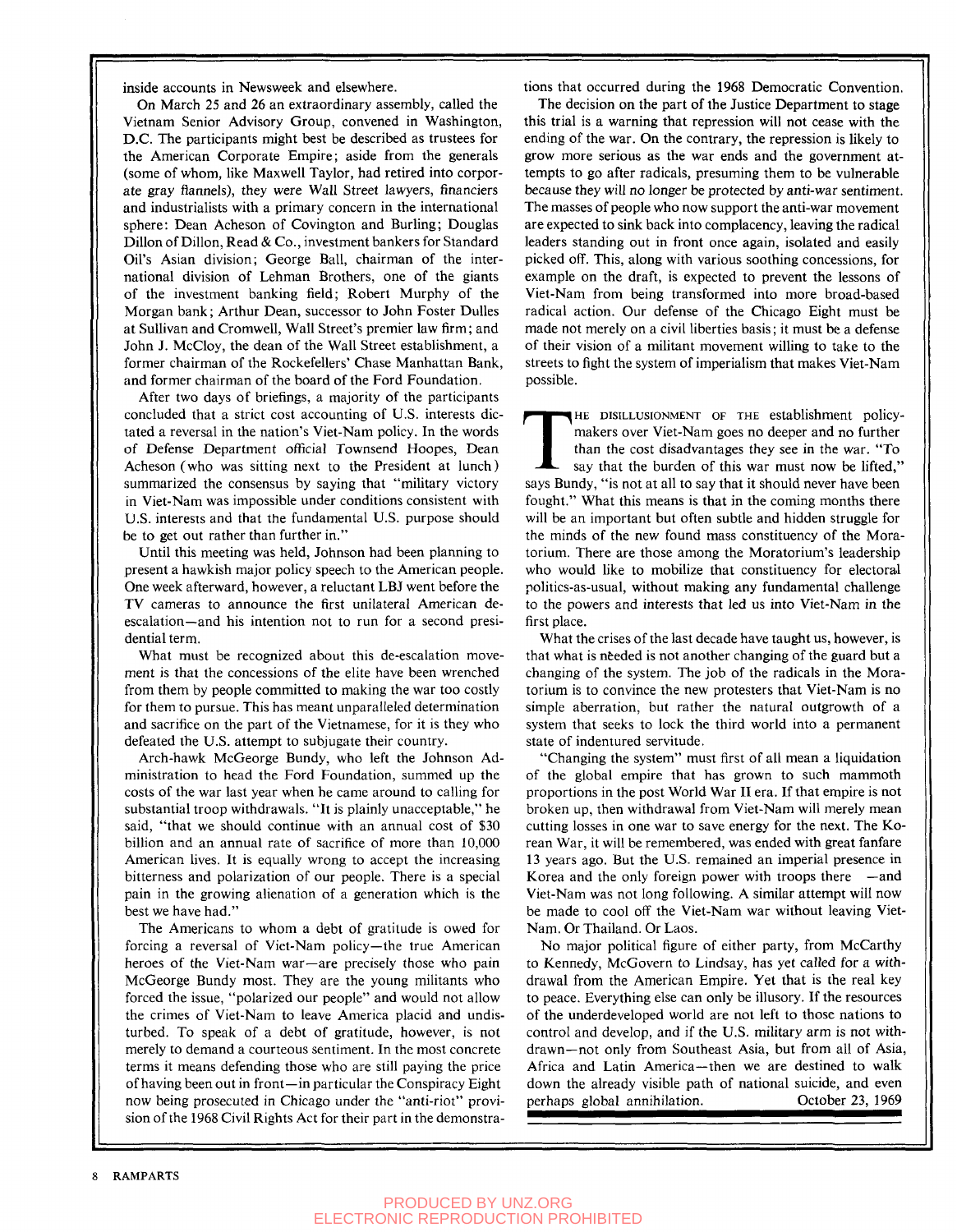inside accounts in Newsweek and elsewhere.

On March 25 and 26 an extraordinary assembly, called the Vietnam Senior Advisory Group, convened in Washington, D.C. The participants might best be described as trustees for the American Corporate Empire; aside from the generals (some of whom, like Maxwell Taylor, had retired into corporate gray flannels), they were Wall Street lawyers, financiers and industrialists with a primary concern in the international sphere: Dean Acheson of Covington and Burling; Douglas Dillon of Dillon, Read & Co., investment bankers for Standard Oil's Asian division; George Ball, chairman of the international division of Lehman Brothers, one of the giants of the investment banking field; Robert Murphy of the Morgan bank; Arthur Dean, successor to John Foster Dulles at Sullivan and Cromwell, Wall Street's premier law firm; and John J. McCloy, the dean of the Wall Street establishment, a former chairman of the Rockefellers' Chase Manhattan Bank, and former chairman of the board of the Ford Foundation.

After two days of briefings, a majority of the participants concluded that a strict cost accounting of U.S. interests dictated a reversal in the nation's Viet-Nam policy. In the words of Defense Department official Townsend Hoopes, Dean Acheson (who was sitting next to the President at lunch) summarized the consensus by saying that "military victory in Viet-Nam was impossible under conditions consistent with U.S. interests and that the fundamental U.S. purpose should be to get out rather than further in."

Until this meeting was held, Johnson had been planning to present a hawkish major policy speech to the American people. One week afterward, however, a reluctant LBJ went before the TV cameras to announce the first unilateral American de-escalation—and his intention not to run for a second presidential term.

What must be recognized about this de-escalation movement is that the concessions of the elite have been wrenched from them by people committed to making the war too costly for them to pursue. This has meant unparalleled determination and sacrifice on the part of the Vietnamese, for it is they who defeated the U.S. attempt to subjugate their country.

Arch-hawk McGeorge Bundy, who left the Johnson Administration to head the Ford Foundation, summed up the costs of the war last year when he came around to calling for substantial troop withdrawals. "It is plainly unacceptable," he said, "that we should continue with an annual cost of $30 billion and an annual rate of sacrifice of more than 10,000 American lives. It is equally wrong to accept the increasing bitterness and polarization of our people. There is a special pain in the growing alienation of a generation which is the best we have had."

The Americans to whom a debt of gratitude is owed for forcing a reversal of Viet-Nam policy—the true American heroes of the Viet-Nam war—are precisely those who pain McGeorge Bundy most. They are the young militants who forced the issue, "polarized our people" and would not allow the crimes of Viet-Nam to leave America placid and undisturbed. To speak of a debt of gratitude, however, is not merely to demand a courteous sentiment. In the most concrete terms it means defending those who are still paying the price of having been out in front—in particular the Conspiracy Eight now being prosecuted in Chicago under the "anti-riot" provision of the 1968 Civil Rights Act for their part in the demonstrations that occurred during the 1968 Democratic Convention.

The decision on the part of the Justice Department to stage this trial is a warning that repression will not cease with the ending of the war. On the contrary, the repression is likely to grow more serious as the war ends and the government attempts to go after radicals, presuming them to be vulnerable because they will no longer be protected by anti-war sentiment. The masses of people who now support the anti-war movement are expected to sink back into complacency, leaving the radical leaders standing out in front once again, isolated and easily picked off. This, along with various soothing concessions, for example on the draft, is expected to prevent the lessons of Viet-Nam from being transformed into more broad-based radical action. Our defense of the Chicago Eight must be made not merely on a civil liberties basis; it must be a defense of their vision of a militant movement willing to take to the streets to fight the system of imperialism that makes Viet-Nam possible.

THE DISILLUSIONMENT OF THE establishment policymakers over Viet-Nam goes no deeper and no further than the cost disadvantages they see in the war. "To say that the burden of this war must now be lifted," says Bundy, "is not at all to say that it should never have been fought." What this means is that in the coming months there will be an important but often subtle and hidden struggle for the minds of the new found mass constituency of the Moratorium. There are those among the Moratorium's leadership who would like to mobilize that constituency for electoral politics-as-usual, without making any fundamental challenge to the powers and interests that led us into Viet-Nam in the first place.

What the crises of the last decade have taught us, however, is that what is needed is not another changing of the guard but a changing of the system. The job of the radicals in the Moratorium is to convince the new protesters that Viet-Nam is no simple aberration, but rather the natural outgrowth of a system that seeks to lock the third world into a permanent state of indentured servitude.

"Changing the system" must first of all mean a liquidation of the global empire that has grown to such mammoth proportions in the post World War II era. If that empire is not broken up, then withdrawal from Viet-Nam will merely mean cutting losses in one war to save energy for the next. The Korean War, it will be remembered, was ended with great fanfare 13 years ago. But the U.S. remained an imperial presence in Korea and the only foreign power with troops there —and Viet-Nam was not long following. A similar attempt will now be made to cool off the Viet-Nam war without leaving Viet-Nam. Or Thailand. Or Laos.

No major political figure of either party, from McCarthy to Kennedy, McGovern to Lindsay, has yet called for a withdrawal from the American Empire. Yet that is the real key to peace. Everything else can only be illusory. If the resources of the underdeveloped world are not left to those nations to control and develop, and if the U.S. military arm is not withdrawn—not only from Southeast Asia, but from all of Asia, Africa and Latin America—then we are destined to walk down the already visible path of national suicide, and even perhaps global annihilation.

October 23, 1969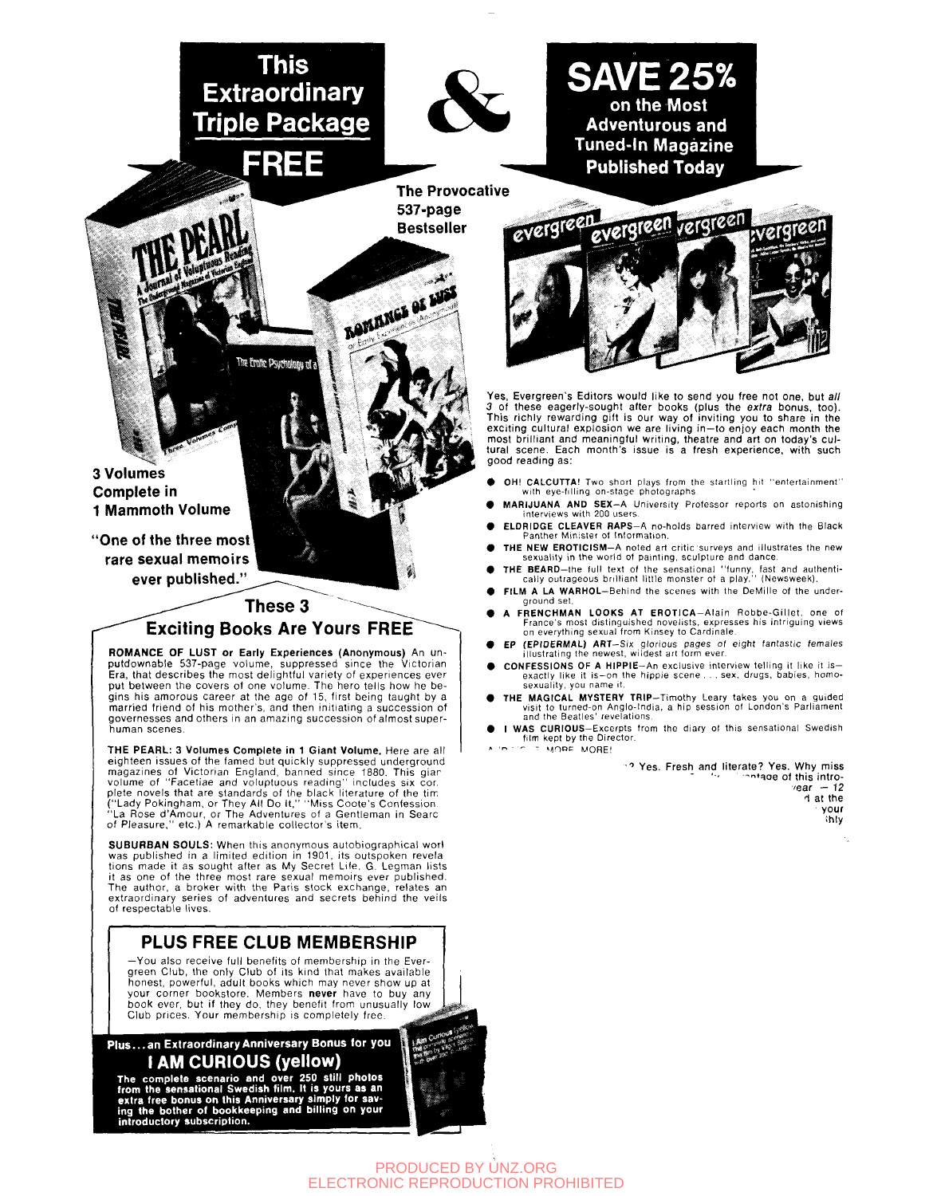# This Extraordinary Triple Package FREE

# &

# SAVE 25%

## on the Most Adventurous and Tuned-In Magazine Published Today

**The Provocative 537-page Bestseller**

**3 Volumes Complete in 1 Mammoth Volume**

**"One of the three most rare sexual memoirs ever published."**

Yes, Evergreen's Editors would like to send you free not one, but *all 3* of these eagerly-sought after books (plus the *extra* bonus, too). This richly rewarding gift is our way of inviting you to share in the exciting cultural explosion we are living in—to enjoy each month the most brilliant and meaningful writing, theatre and art on today's cultural scene. Each month's issue is a fresh experience, with such good reading as:

- **OH! CALCUTTA!** Two short plays from the startling hit "entertainment" with eye-filling on-stage photographs
- **MARIJUANA AND SEX**—A University Professor reports on astonishing interviews with 200 users.
- **ELDRIDGE CLEAVER RAPS**—A no-holds barred interview with the Black Panther Minister of Information.
- **THE NEW EROTICISM**—A noted art critic surveys and illustrates the new sexuality in the world of painting, sculpture and dance.
- **THE BEARD**—the full text of the sensational "funny, fast and authentically outrageous brilliant little monster of a play." (Newsweek).
- **FILM A LA WARHOL**—Behind the scenes with the DeMille of the underground set.
- **A FRENCHMAN LOOKS AT EROTICA**—Alain Robbe-Grillet, one of France's most distinguished novelists, expresses his intriguing views on everything sexual from Kinsey to Cardinale.
- ***EP (EPIDERMAL) ART***—*Six glorious pages of eight fantastic females illustrating the newest, wildest art form ever.*
- **CONFESSIONS OF A HIPPIE**—An exclusive interview telling it like it is—exactly like it is—on the hippie scene . . . sex, drugs, babies, homosexuality, you name it.
- **THE MAGICAL MYSTERY TRIP**—Timothy Leary takes you on a guided visit to turned-on Anglo-India, a hip session of London's Parliament and the Beatles' revelations.
- **I WAS CURIOUS**—Excerpts from the diary of this sensational Swedish film kept by the Director.

A ... MORE MORE!

...? Yes. Fresh and literate? Yes. Why miss ... ntage of this intro- ... year — 12 ... d at the ... your ... hly

## These 3 Exciting Books Are Yours FREE

**ROMANCE OF LUST or Early Experiences (Anonymous)** An unputdownable 537-page volume, suppressed since the Victorian Era, that describes the most delightful variety of experiences ever put between the covers of one volume. The hero tells how he begins his amorous career at the age of 15, first being taught by a married friend of his mother's, and then initiating a succession of governesses and others in an amazing succession of almost superhuman scenes.

**THE PEARL: 3 Volumes Complete in 1 Giant Volume.** Here are all eighteen issues of the famed but quickly suppressed underground magazines of Victorian England, banned since 1880. This giant volume of "Facetiae and voluptuous reading" includes six complete novels that are standards of the black literature of the time ("Lady Pokingham, or They All Do It," "Miss Coote's Confession," "La Rose d'Amour, or The Adventures of a Gentleman in Search of Pleasure," etc.) A remarkable collector's item.

**SUBURBAN SOULS:** When this anonymous autobiographical work was published in a limited edition in 1901, its outspoken revelations made it as sought after as My Secret Life. G. Legman lists it as one of the three most rare sexual memoirs ever published. The author, a broker with the Paris stock exchange, relates an extraordinary series of adventures and secrets behind the veils of respectable lives.

## PLUS FREE CLUB MEMBERSHIP

—You also receive full benefits of membership in the Evergreen Club, the only Club of its kind that makes available honest, powerful, adult books which may never show up at your corner bookstore. Members **never** have to buy any book ever, but if they do, they benefit from unusually low Club prices. Your membership is completely free.

**Plus . . . an Extraordinary Anniversary Bonus for you**

## I AM CURIOUS (yellow)

**The complete scenario and over 250 still photos from the sensational Swedish film. It is yours as an extra free bonus on this Anniversary simply for saving the bother of bookkeeping and billing on your introductory subscription.**